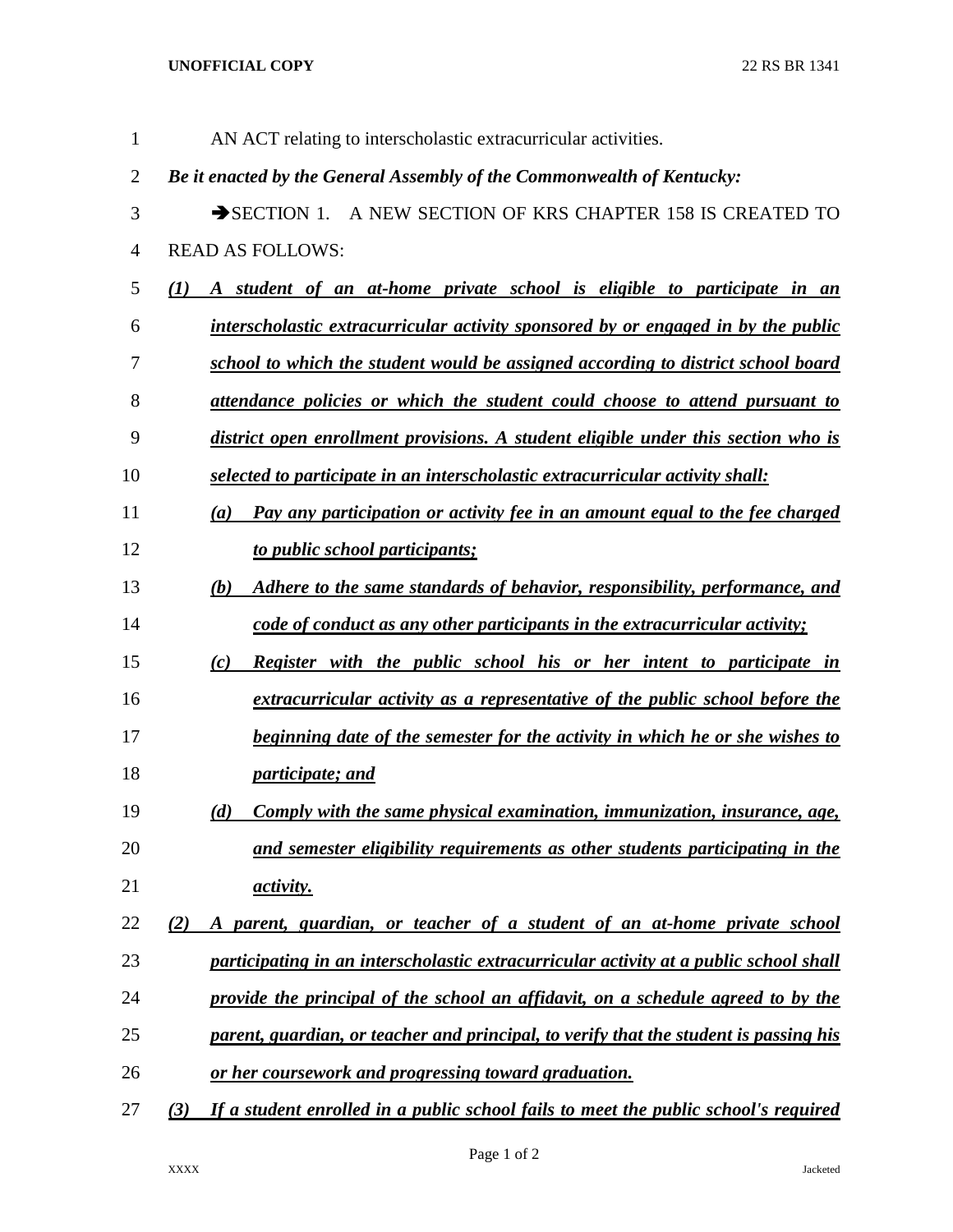AN ACT relating to interscholastic extracurricular activities.

***Be it enacted by the General Assembly of the Commonwealth of Kentucky:***

➔SECTION 1. A NEW SECTION OF KRS CHAPTER 158 IS CREATED TO READ AS FOLLOWS:

***(1) A student of an at-home private school is eligible to participate in an interscholastic extracurricular activity sponsored by or engaged in by the public school to which the student would be assigned according to district school board attendance policies or which the student could choose to attend pursuant to district open enrollment provisions. A student eligible under this section who is selected to participate in an interscholastic extracurricular activity shall:***

***(a) Pay any participation or activity fee in an amount equal to the fee charged to public school participants;***

***(b) Adhere to the same standards of behavior, responsibility, performance, and code of conduct as any other participants in the extracurricular activity;***

***(c) Register with the public school his or her intent to participate in extracurricular activity as a representative of the public school before the beginning date of the semester for the activity in which he or she wishes to participate; and***

***(d) Comply with the same physical examination, immunization, insurance, age, and semester eligibility requirements as other students participating in the activity.***

***(2) A parent, guardian, or teacher of a student of an at-home private school participating in an interscholastic extracurricular activity at a public school shall provide the principal of the school an affidavit, on a schedule agreed to by the parent, guardian, or teacher and principal, to verify that the student is passing his or her coursework and progressing toward graduation.***

***(3) If a student enrolled in a public school fails to meet the public school's required***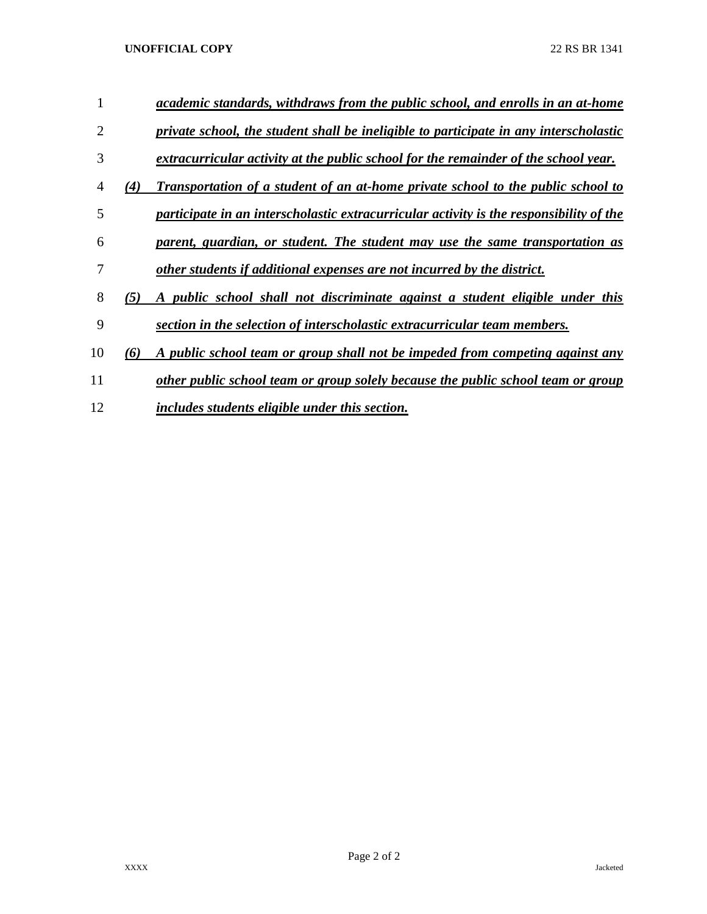***academic standards, withdraws from the public school, and enrolls in an at-home private school, the student shall be ineligible to participate in any interscholastic extracurricular activity at the public school for the remainder of the school year.***

***(4) Transportation of a student of an at-home private school to the public school to participate in an interscholastic extracurricular activity is the responsibility of the parent, guardian, or student. The student may use the same transportation as other students if additional expenses are not incurred by the district.***

***(5) A public school shall not discriminate against a student eligible under this section in the selection of interscholastic extracurricular team members.***

***(6) A public school team or group shall not be impeded from competing against any other public school team or group solely because the public school team or group includes students eligible under this section.***